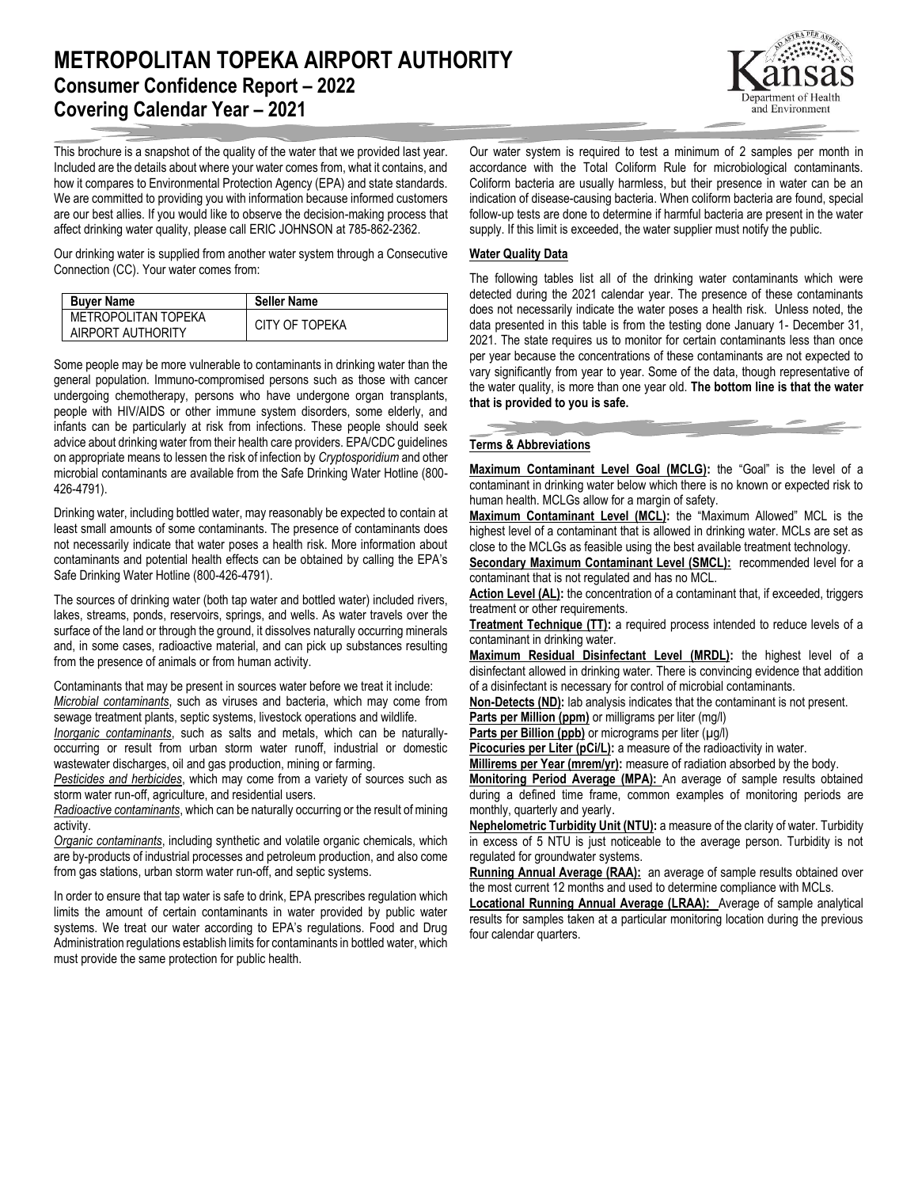# METROPOLITAN TOPEKA AIRPORT AUTHORITY

## Consumer Confidence Report – 2022

## Covering Calendar Year – 2021

This brochure is a snapshot of the quality of the water that we provided last year. Included are the details about where your water comes from, what it contains, and how it compares to Environmental Protection Agency (EPA) and state standards. We are committed to providing you with information because informed customers are our best allies. If you would like to observe the decision-making process that affect drinking water quality, please call ERIC JOHNSON at 785-862-2362.

Our drinking water is supplied from another water system through a Consecutive Connection (CC). Your water comes from:

| Buyer Name | Seller Name |
|---|---|
| METROPOLITAN TOPEKA AIRPORT AUTHORITY | CITY OF TOPEKA |

Some people may be more vulnerable to contaminants in drinking water than the general population. Immuno-compromised persons such as those with cancer undergoing chemotherapy, persons who have undergone organ transplants, people with HIV/AIDS or other immune system disorders, some elderly, and infants can be particularly at risk from infections. These people should seek advice about drinking water from their health care providers. EPA/CDC guidelines on appropriate means to lessen the risk of infection by *Cryptosporidium* and other microbial contaminants are available from the Safe Drinking Water Hotline (800-426-4791).

Drinking water, including bottled water, may reasonably be expected to contain at least small amounts of some contaminants. The presence of contaminants does not necessarily indicate that water poses a health risk. More information about contaminants and potential health effects can be obtained by calling the EPA's Safe Drinking Water Hotline (800-426-4791).

The sources of drinking water (both tap water and bottled water) included rivers, lakes, streams, ponds, reservoirs, springs, and wells. As water travels over the surface of the land or through the ground, it dissolves naturally occurring minerals and, in some cases, radioactive material, and can pick up substances resulting from the presence of animals or from human activity.

Contaminants that may be present in sources water before we treat it include:
*Microbial contaminants*, such as viruses and bacteria, which may come from sewage treatment plants, septic systems, livestock operations and wildlife.
*Inorganic contaminants*, such as salts and metals, which can be naturally-occurring or result from urban storm water runoff, industrial or domestic wastewater discharges, oil and gas production, mining or farming.
*Pesticides and herbicides*, which may come from a variety of sources such as storm water run-off, agriculture, and residential users.
*Radioactive contaminants*, which can be naturally occurring or the result of mining activity.
*Organic contaminants*, including synthetic and volatile organic chemicals, which are by-products of industrial processes and petroleum production, and also come from gas stations, urban storm water run-off, and septic systems.

In order to ensure that tap water is safe to drink, EPA prescribes regulation which limits the amount of certain contaminants in water provided by public water systems. We treat our water according to EPA's regulations. Food and Drug Administration regulations establish limits for contaminants in bottled water, which must provide the same protection for public health.

Our water system is required to test a minimum of 2 samples per month in accordance with the Total Coliform Rule for microbiological contaminants. Coliform bacteria are usually harmless, but their presence in water can be an indication of disease-causing bacteria. When coliform bacteria are found, special follow-up tests are done to determine if harmful bacteria are present in the water supply. If this limit is exceeded, the water supplier must notify the public.

### Water Quality Data

The following tables list all of the drinking water contaminants which were detected during the 2021 calendar year. The presence of these contaminants does not necessarily indicate the water poses a health risk. Unless noted, the data presented in this table is from the testing done January 1- December 31, 2021. The state requires us to monitor for certain contaminants less than once per year because the concentrations of these contaminants are not expected to vary significantly from year to year. Some of the data, though representative of the water quality, is more than one year old. **The bottom line is that the water that is provided to you is safe.**

### Terms & Abbreviations

**Maximum Contaminant Level Goal (MCLG):** the "Goal" is the level of a contaminant in drinking water below which there is no known or expected risk to human health. MCLGs allow for a margin of safety.
**Maximum Contaminant Level (MCL):** the "Maximum Allowed" MCL is the highest level of a contaminant that is allowed in drinking water. MCLs are set as close to the MCLGs as feasible using the best available treatment technology.
**Secondary Maximum Contaminant Level (SMCL):** recommended level for a contaminant that is not regulated and has no MCL.
**Action Level (AL):** the concentration of a contaminant that, if exceeded, triggers treatment or other requirements.
**Treatment Technique (TT):** a required process intended to reduce levels of a contaminant in drinking water.
**Maximum Residual Disinfectant Level (MRDL):** the highest level of a disinfectant allowed in drinking water. There is convincing evidence that addition of a disinfectant is necessary for control of microbial contaminants.
**Non-Detects (ND):** lab analysis indicates that the contaminant is not present.
**Parts per Million (ppm)** or milligrams per liter (mg/l)
**Parts per Billion (ppb)** or micrograms per liter (µg/l)
**Picocuries per Liter (pCi/L):** a measure of the radioactivity in water.
**Millirems per Year (mrem/yr):** measure of radiation absorbed by the body.
**Monitoring Period Average (MPA):** An average of sample results obtained during a defined time frame, common examples of monitoring periods are monthly, quarterly and yearly.
**Nephelometric Turbidity Unit (NTU):** a measure of the clarity of water. Turbidity in excess of 5 NTU is just noticeable to the average person. Turbidity is not regulated for groundwater systems.
**Running Annual Average (RAA):** an average of sample results obtained over the most current 12 months and used to determine compliance with MCLs.
**Locational Running Annual Average (LRAA):** Average of sample analytical results for samples taken at a particular monitoring location during the previous four calendar quarters.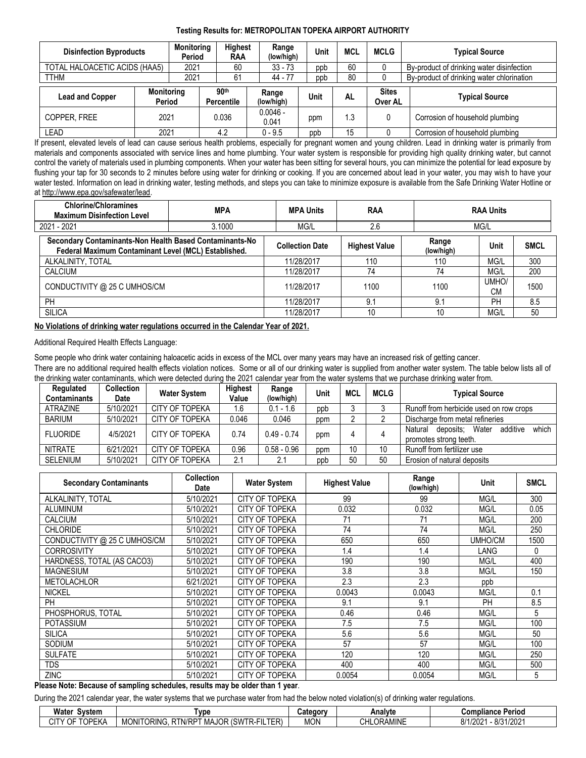**Testing Results for: METROPOLITAN TOPEKA AIRPORT AUTHORITY**

| Disinfection Byproducts | Monitoring Period | Highest RAA | Range (low/high) | Unit | MCL | MCLG | Typical Source |
|---|---|---|---|---|---|---|---|
| TOTAL HALOACETIC ACIDS (HAA5) | 2021 | 60 | 33 - 73 | ppb | 60 | 0 | By-product of drinking water disinfection |
| TTHM | 2021 | 61 | 44 - 77 | ppb | 80 | 0 | By-product of drinking water chlorination |

| Lead and Copper | Monitoring Period | 90th Percentile | Range (low/high) | Unit | AL | Sites Over AL | Typical Source |
|---|---|---|---|---|---|---|---|
| COPPER, FREE | 2021 | 0.036 | 0.0046 - 0.041 | ppm | 1.3 | 0 | Corrosion of household plumbing |
| LEAD | 2021 | 4.2 | 0 - 9.5 | ppb | 15 | 0 | Corrosion of household plumbing |

If present, elevated levels of lead can cause serious health problems, especially for pregnant women and young children. Lead in drinking water is primarily from materials and components associated with service lines and home plumbing. Your water system is responsible for providing high quality drinking water, but cannot control the variety of materials used in plumbing components. When your water has been sitting for several hours, you can minimize the potential for lead exposure by flushing your tap for 30 seconds to 2 minutes before using water for drinking or cooking. If you are concerned about lead in your water, you may wish to have your water tested. Information on lead in drinking water, testing methods, and steps you can take to minimize exposure is available from the Safe Drinking Water Hotline or at http://www.epa.gov/safewater/lead.

| Chlorine/Chloramines Maximum Disinfection Level | MPA | MPA Units | RAA | RAA Units |
|---|---|---|---|---|
| 2021 - 2021 | 3.1000 | MG/L | 2.6 | MG/L |

| Secondary Contaminants-Non Health Based Contaminants-No Federal Maximum Contaminant Level (MCL) Established. | Collection Date | Highest Value | Range (low/high) | Unit | SMCL |
|---|---|---|---|---|---|
| ALKALINITY, TOTAL | 11/28/2017 | 110 | 110 | MG/L | 300 |
| CALCIUM | 11/28/2017 | 74 | 74 | MG/L | 200 |
| CONDUCTIVITY @ 25 C UMHOS/CM | 11/28/2017 | 1100 | 1100 | UMHO/CM | 1500 |
| PH | 11/28/2017 | 9.1 | 9.1 | PH | 8.5 |
| SILICA | 11/28/2017 | 10 | 10 | MG/L | 50 |

**No Violations of drinking water regulations occurred in the Calendar Year of 2021.**

Additional Required Health Effects Language:

Some people who drink water containing haloacetic acids in excess of the MCL over many years may have an increased risk of getting cancer.

There are no additional required health effects violation notices. Some or all of our drinking water is supplied from another water system. The table below lists all of the drinking water contaminants, which were detected during the 2021 calendar year from the water systems that we purchase drinking water from.

| Regulated Contaminants | Collection Date | Water System | Highest Value | Range (low/high) | Unit | MCL | MCLG | Typical Source |
|---|---|---|---|---|---|---|---|---|
| ATRAZINE | 5/10/2021 | CITY OF TOPEKA | 1.6 | 0.1 - 1.6 | ppb | 3 | 3 | Runoff from herbicide used on row crops |
| BARIUM | 5/10/2021 | CITY OF TOPEKA | 0.046 | 0.046 | ppm | 2 | 2 | Discharge from metal refineries |
| FLUORIDE | 4/5/2021 | CITY OF TOPEKA | 0.74 | 0.49 - 0.74 | ppm | 4 | 4 | Natural deposits; Water additive which promotes strong teeth. |
| NITRATE | 6/21/2021 | CITY OF TOPEKA | 0.96 | 0.58 - 0.96 | ppm | 10 | 10 | Runoff from fertilizer use |
| SELENIUM | 5/10/2021 | CITY OF TOPEKA | 2.1 | 2.1 | ppb | 50 | 50 | Erosion of natural deposits |

| Secondary Contaminants | Collection Date | Water System | Highest Value | Range (low/high) | Unit | SMCL |
|---|---|---|---|---|---|---|
| ALKALINITY, TOTAL | 5/10/2021 | CITY OF TOPEKA | 99 | 99 | MG/L | 300 |
| ALUMINUM | 5/10/2021 | CITY OF TOPEKA | 0.032 | 0.032 | MG/L | 0.05 |
| CALCIUM | 5/10/2021 | CITY OF TOPEKA | 71 | 71 | MG/L | 200 |
| CHLORIDE | 5/10/2021 | CITY OF TOPEKA | 74 | 74 | MG/L | 250 |
| CONDUCTIVITY @ 25 C UMHOS/CM | 5/10/2021 | CITY OF TOPEKA | 650 | 650 | UMHO/CM | 1500 |
| CORROSIVITY | 5/10/2021 | CITY OF TOPEKA | 1.4 | 1.4 | LANG | 0 |
| HARDNESS, TOTAL (AS CACO3) | 5/10/2021 | CITY OF TOPEKA | 190 | 190 | MG/L | 400 |
| MAGNESIUM | 5/10/2021 | CITY OF TOPEKA | 3.8 | 3.8 | MG/L | 150 |
| METOLACHLOR | 6/21/2021 | CITY OF TOPEKA | 2.3 | 2.3 | ppb | |
| NICKEL | 5/10/2021 | CITY OF TOPEKA | 0.0043 | 0.0043 | MG/L | 0.1 |
| PH | 5/10/2021 | CITY OF TOPEKA | 9.1 | 9.1 | PH | 8.5 |
| PHOSPHORUS, TOTAL | 5/10/2021 | CITY OF TOPEKA | 0.46 | 0.46 | MG/L | 5 |
| POTASSIUM | 5/10/2021 | CITY OF TOPEKA | 7.5 | 7.5 | MG/L | 100 |
| SILICA | 5/10/2021 | CITY OF TOPEKA | 5.6 | 5.6 | MG/L | 50 |
| SODIUM | 5/10/2021 | CITY OF TOPEKA | 57 | 57 | MG/L | 100 |
| SULFATE | 5/10/2021 | CITY OF TOPEKA | 120 | 120 | MG/L | 250 |
| TDS | 5/10/2021 | CITY OF TOPEKA | 400 | 400 | MG/L | 500 |
| ZINC | 5/10/2021 | CITY OF TOPEKA | 0.0054 | 0.0054 | MG/L | 5 |

**Please Note: Because of sampling schedules, results may be older than 1 year**.

During the 2021 calendar year, the water systems that we purchase water from had the below noted violation(s) of drinking water regulations.

| Water System | Type | Category | Analyte | Compliance Period |
|---|---|---|---|---|
| CITY OF TOPEKA | MONITORING, RTN/RPT MAJOR (SWTR-FILTER) | MON | CHLORAMINE | 8/1/2021 - 8/31/2021 |